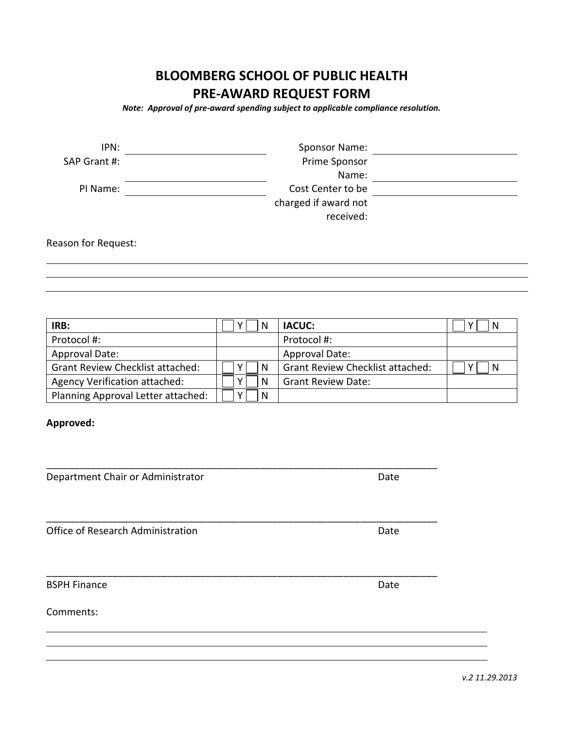# BLOOMBERG SCHOOL OF PUBLIC HEALTH
# PRE-AWARD REQUEST FORM

***Note: Approval of pre-award spending subject to applicable compliance resolution.***

IPN: ______________________

SAP Grant #: ______________________

PI Name: ______________________

Sponsor Name: ______________________

Prime Sponsor Name: ______________________

Cost Center to be charged if award not received: ______________________

Reason for Request:

______________________________________________________________________________

______________________________________________________________________________

______________________________________________________________________________

| **IRB:** | ☐ Y ☐ N | **IACUC:** | ☐ Y ☐ N |
|---|---|---|---|
| Protocol #: | | Protocol #: | |
| Approval Date: | | Approval Date: | |
| Grant Review Checklist attached: | ☐ Y ☐ N | Grant Review Checklist attached: | ☐ Y ☐ N |
| Agency Verification attached: | ☐ Y ☐ N | Grant Review Date: | |
| Planning Approval Letter attached: | ☐ Y ☐ N | | |

**Approved:**

______________________________________________________________________________

Department Chair or Administrator Date

______________________________________________________________________________

Office of Research Administration Date

______________________________________________________________________________

BSPH Finance Date

Comments:

______________________________________________________________________________

______________________________________________________________________________

______________________________________________________________________________

*v.2 11.29.2013*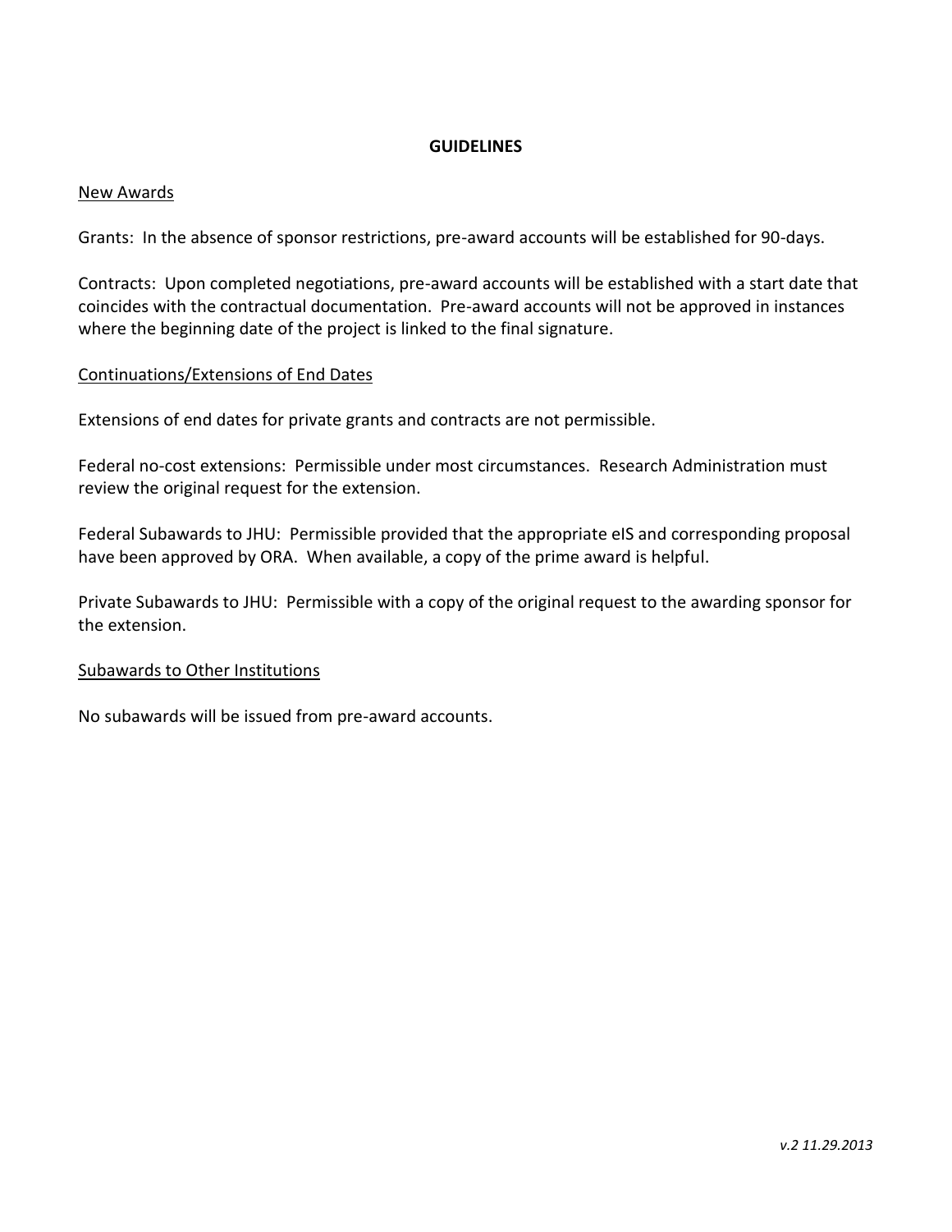## GUIDELINES

New Awards

Grants: In the absence of sponsor restrictions, pre-award accounts will be established for 90-days.

Contracts: Upon completed negotiations, pre-award accounts will be established with a start date that coincides with the contractual documentation. Pre-award accounts will not be approved in instances where the beginning date of the project is linked to the final signature.

Continuations/Extensions of End Dates

Extensions of end dates for private grants and contracts are not permissible.

Federal no-cost extensions: Permissible under most circumstances. Research Administration must review the original request for the extension.

Federal Subawards to JHU: Permissible provided that the appropriate eIS and corresponding proposal have been approved by ORA. When available, a copy of the prime award is helpful.

Private Subawards to JHU: Permissible with a copy of the original request to the awarding sponsor for the extension.

Subawards to Other Institutions

No subawards will be issued from pre-award accounts.

*v.2 11.29.2013*